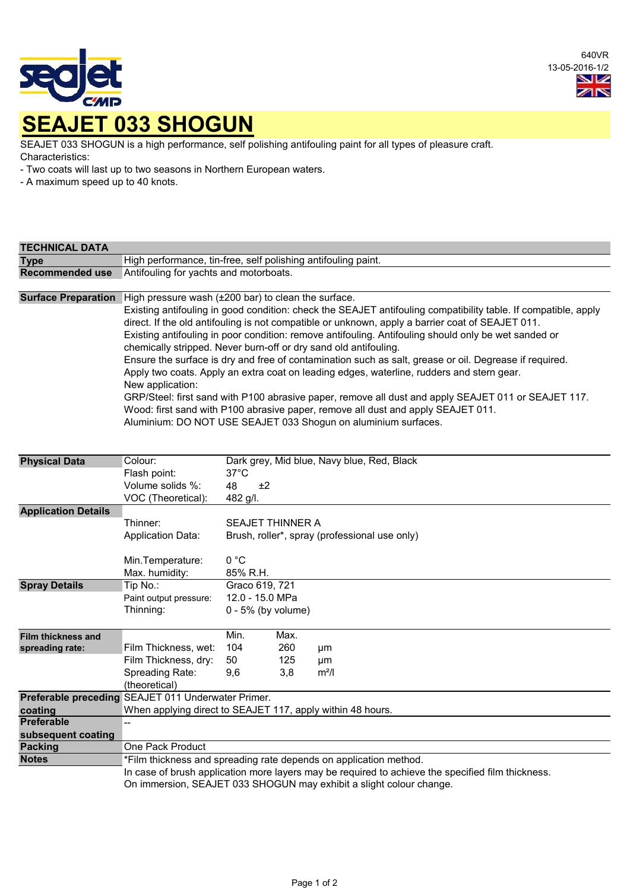640VR
13-05-2016-1/2

# SEAJET 033 SHOGUN

SEAJET 033 SHOGUN is a high performance, self polishing antifouling paint for all types of pleasure craft.
Characteristics:
- Two coats will last up to two seasons in Northern European waters.
- A maximum speed up to 40 knots.

## TECHNICAL DATA

| | |
|---|---|
| **Type** | High performance, tin-free, self polishing antifouling paint. |
| **Recommended use** | Antifouling for yachts and motorboats. |
| **Surface Preparation** | High pressure wash (±200 bar) to clean the surface.<br>Existing antifouling in good condition: check the SEAJET antifouling compatibility table. If compatible, apply direct. If the old antifouling is not compatible or unknown, apply a barrier coat of SEAJET 011.<br>Existing antifouling in poor condition: remove antifouling. Antifouling should only be wet sanded or chemically stripped. Never burn-off or dry sand old antifouling.<br>Ensure the surface is dry and free of contamination such as salt, grease or oil. Degrease if required.<br>Apply two coats. Apply an extra coat on leading edges, waterline, rudders and stern gear.<br>New application:<br>GRP/Steel: first sand with P100 abrasive paper, remove all dust and apply SEAJET 011 or SEAJET 117.<br>Wood: first sand with P100 abrasive paper, remove all dust and apply SEAJET 011.<br>Aluminium: DO NOT USE SEAJET 033 Shogun on aluminium surfaces. |

| | | | | |
|---|---|---|---|---|
| **Physical Data** | Colour: | Dark grey, Mid blue, Navy blue, Red, Black | | |
| | Flash point: | 37°C | | |
| | Volume solids %: | 48 ±2 | | |
| | VOC (Theoretical): | 482 g/l. | | |
| **Application Details** | Thinner: | SEAJET THINNER A | | |
| | Application Data: | Brush, roller*, spray (professional use only) | | |
| | Min.Temperature: | 0 °C | | |
| | Max. humidity: | 85% R.H. | | |
| **Spray Details** | Tip No.: | Graco 619, 721 | | |
| | Paint output pressure: | 12.0 - 15.0 MPa | | |
| | Thinning: | 0 - 5% (by volume) | | |
| **Film thickness and spreading rate:** | | Min. | Max. | |
| | Film Thickness, wet: | 104 | 260 | µm |
| | Film Thickness, dry: | 50 | 125 | µm |
| | Spreading Rate: (theoretical) | 9,6 | 3,8 | m²/l |

| | |
|---|---|
| **Preferable preceding coating** | SEAJET 011 Underwater Primer.<br>When applying direct to SEAJET 117, apply within 48 hours. |
| **Preferable subsequent coating** | -- |
| **Packing** | One Pack Product |
| **Notes** | *Film thickness and spreading rate depends on application method.<br>In case of brush application more layers may be required to achieve the specified film thickness.<br>On immersion, SEAJET 033 SHOGUN may exhibit a slight colour change. |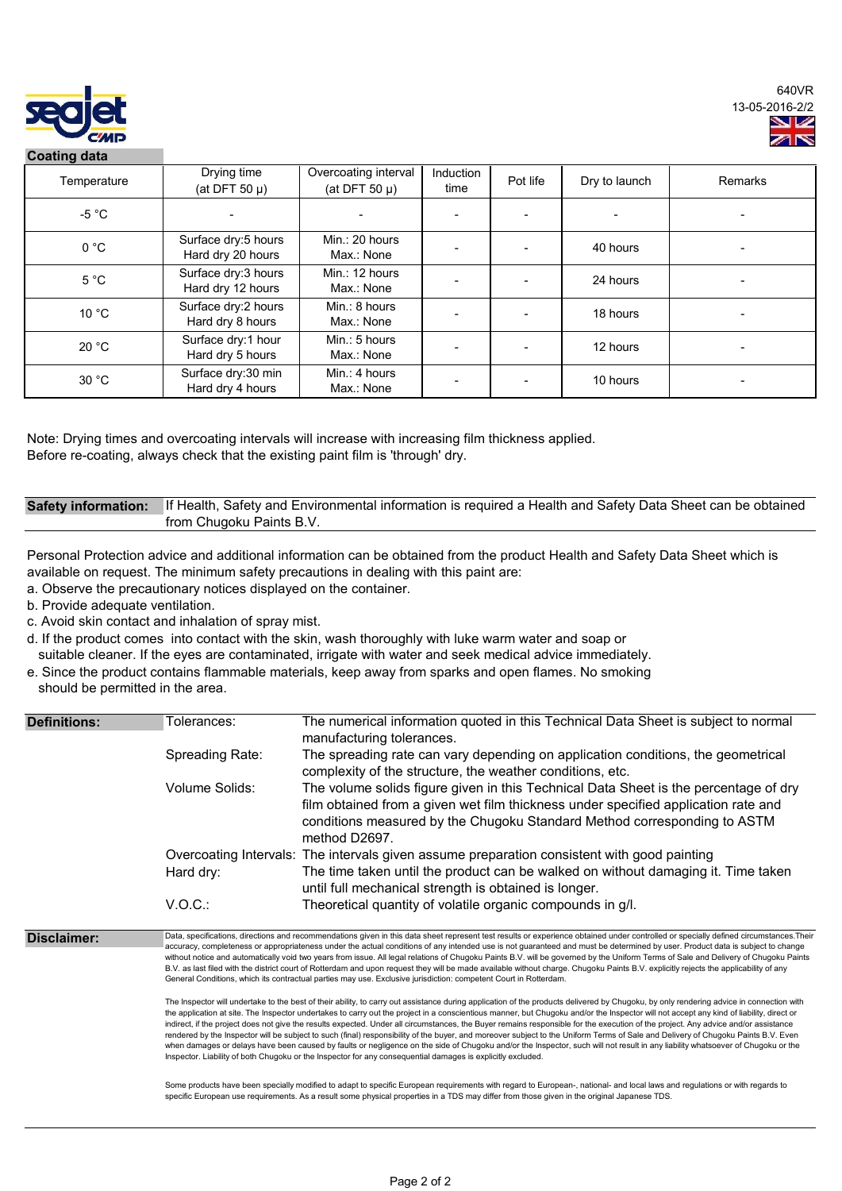## Coating data

| Temperature | Drying time (at DFT 50 µ) | Overcoating interval (at DFT 50 µ) | Induction time | Pot life | Dry to launch | Remarks |
|---|---|---|---|---|---|---|
| -5 °C | - | - | - | - | - | - |
| 0 °C | Surface dry:5 hours Hard dry 20 hours | Min.: 20 hours Max.: None | - | - | 40 hours | - |
| 5 °C | Surface dry:3 hours Hard dry 12 hours | Min.: 12 hours Max.: None | - | - | 24 hours | - |
| 10 °C | Surface dry:2 hours Hard dry 8 hours | Min.: 8 hours Max.: None | - | - | 18 hours | - |
| 20 °C | Surface dry:1 hour Hard dry 5 hours | Min.: 5 hours Max.: None | - | - | 12 hours | - |
| 30 °C | Surface dry:30 min Hard dry 4 hours | Min.: 4 hours Max.: None | - | - | 10 hours | - |

Note: Drying times and overcoating intervals will increase with increasing film thickness applied.
Before re-coating, always check that the existing paint film is 'through' dry.

**Safety information:** If Health, Safety and Environmental information is required a Health and Safety Data Sheet can be obtained from Chugoku Paints B.V.

Personal Protection advice and additional information can be obtained from the product Health and Safety Data Sheet which is available on request. The minimum safety precautions in dealing with this paint are:

a. Observe the precautionary notices displayed on the container.
b. Provide adequate ventilation.
c. Avoid skin contact and inhalation of spray mist.
d. If the product comes into contact with the skin, wash thoroughly with luke warm water and soap or suitable cleaner. If the eyes are contaminated, irrigate with water and seek medical advice immediately.
e. Since the product contains flammable materials, keep away from sparks and open flames. No smoking should be permitted in the area.

**Definitions:**

| | |
|---|---|
| Tolerances: | The numerical information quoted in this Technical Data Sheet is subject to normal manufacturing tolerances. |
| Spreading Rate: | The spreading rate can vary depending on application conditions, the geometrical complexity of the structure, the weather conditions, etc. |
| Volume Solids: | The volume solids figure given in this Technical Data Sheet is the percentage of dry film obtained from a given wet film thickness under specified application rate and conditions measured by the Chugoku Standard Method corresponding to ASTM method D2697. |
| Overcoating Intervals: | The intervals given assume preparation consistent with good painting |
| Hard dry: | The time taken until the product can be walked on without damaging it. Time taken until full mechanical strength is obtained is longer. |
| V.O.C.: | Theoretical quantity of volatile organic compounds in g/l. |

**Disclaimer:**

Data, specifications, directions and recommendations given in this data sheet represent test results or experience obtained under controlled or specially defined circumstances.Their accuracy, completeness or appropriateness under the actual conditions of any intended use is not guaranteed and must be determined by user. Product data is subject to change without notice and automatically void two years from issue. All legal relations of Chugoku Paints B.V. will be governed by the Uniform Terms of Sale and Delivery of Chugoku Paints B.V. as last filed with the district court of Rotterdam and upon request they will be made available without charge. Chugoku Paints B.V. explicitly rejects the applicability of any General Conditions, which its contractual parties may use. Exclusive jurisdiction: competent Court in Rotterdam.

The Inspector will undertake to the best of their ability, to carry out assistance during application of the products delivered by Chugoku, by only rendering advice in connection with the application at site. The Inspector undertakes to carry out the project in a conscientious manner, but Chugoku and/or the Inspector will not accept any kind of liability, direct or indirect, if the project does not give the results expected. Under all circumstances, the Buyer remains responsible for the execution of the project. Any advice and/or assistance rendered by the Inspector will be subject to such (final) responsibility of the buyer, and moreover subject to the Uniform Terms of Sale and Delivery of Chugoku Paints B.V. Even when damages or delays have been caused by faults or negligence on the side of Chugoku and/or the Inspector, such will not result in any liability whatsoever of Chugoku or the Inspector. Liability of both Chugoku or the Inspector for any consequential damages is explicitly excluded.

Some products have been specially modified to adapt to specific European requirements with regard to European-, national- and local laws and regulations or with regards to specific European use requirements. As a result some physical properties in a TDS may differ from those given in the original Japanese TDS.